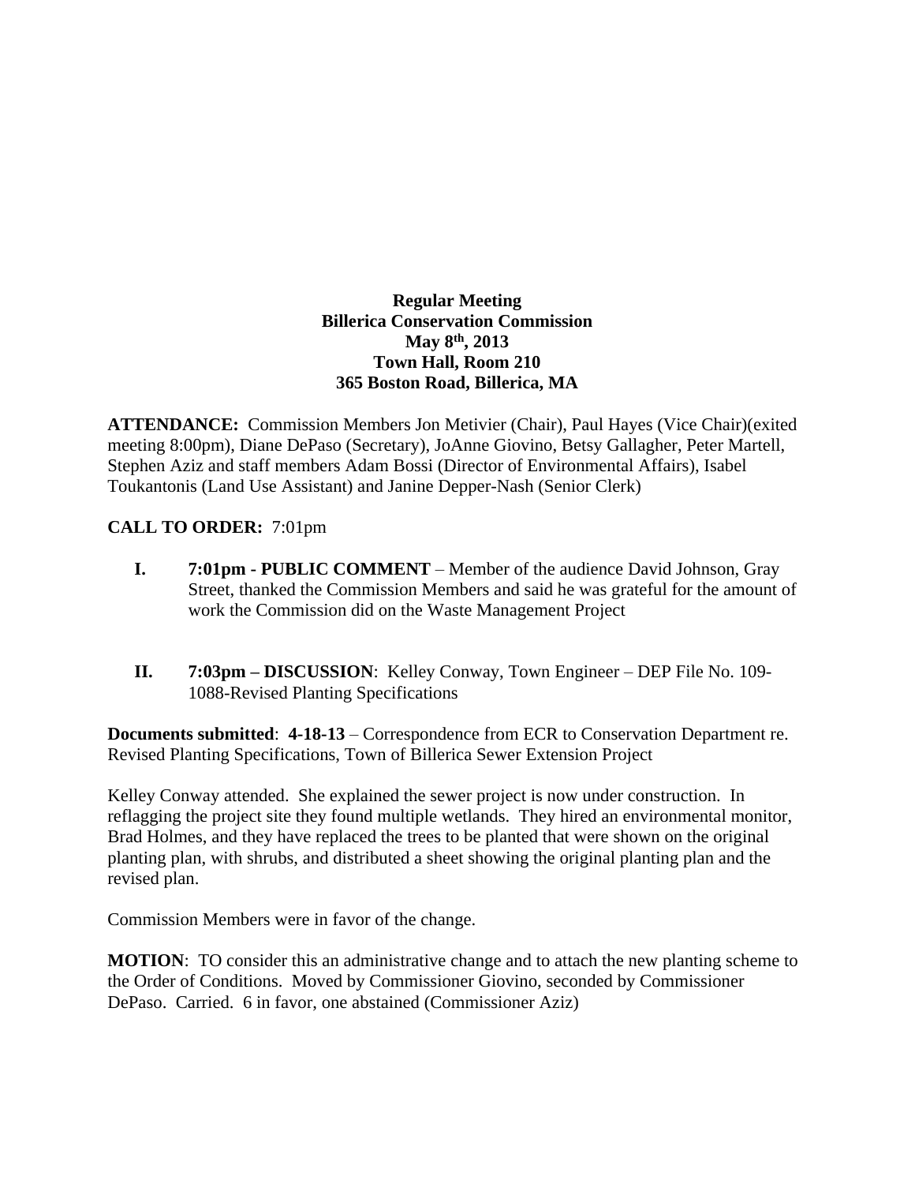**Regular Meeting**
**Billerica Conservation Commission**
**May 8th, 2013**
**Town Hall, Room 210**
**365 Boston Road, Billerica, MA**

**ATTENDANCE:** Commission Members Jon Metivier (Chair), Paul Hayes (Vice Chair)(exited meeting 8:00pm), Diane DePaso (Secretary), JoAnne Giovino, Betsy Gallagher, Peter Martell, Stephen Aziz and staff members Adam Bossi (Director of Environmental Affairs), Isabel Toukantonis (Land Use Assistant) and Janine Depper-Nash (Senior Clerk)

**CALL TO ORDER:** 7:01pm

**I. 7:01pm - PUBLIC COMMENT** – Member of the audience David Johnson, Gray Street, thanked the Commission Members and said he was grateful for the amount of work the Commission did on the Waste Management Project

**II. 7:03pm – DISCUSSION**: Kelley Conway, Town Engineer – DEP File No. 109-1088-Revised Planting Specifications

**Documents submitted**: **4-18-13** – Correspondence from ECR to Conservation Department re. Revised Planting Specifications, Town of Billerica Sewer Extension Project

Kelley Conway attended. She explained the sewer project is now under construction. In reflagging the project site they found multiple wetlands. They hired an environmental monitor, Brad Holmes, and they have replaced the trees to be planted that were shown on the original planting plan, with shrubs, and distributed a sheet showing the original planting plan and the revised plan.

Commission Members were in favor of the change.

**MOTION**: TO consider this an administrative change and to attach the new planting scheme to the Order of Conditions. Moved by Commissioner Giovino, seconded by Commissioner DePaso. Carried. 6 in favor, one abstained (Commissioner Aziz)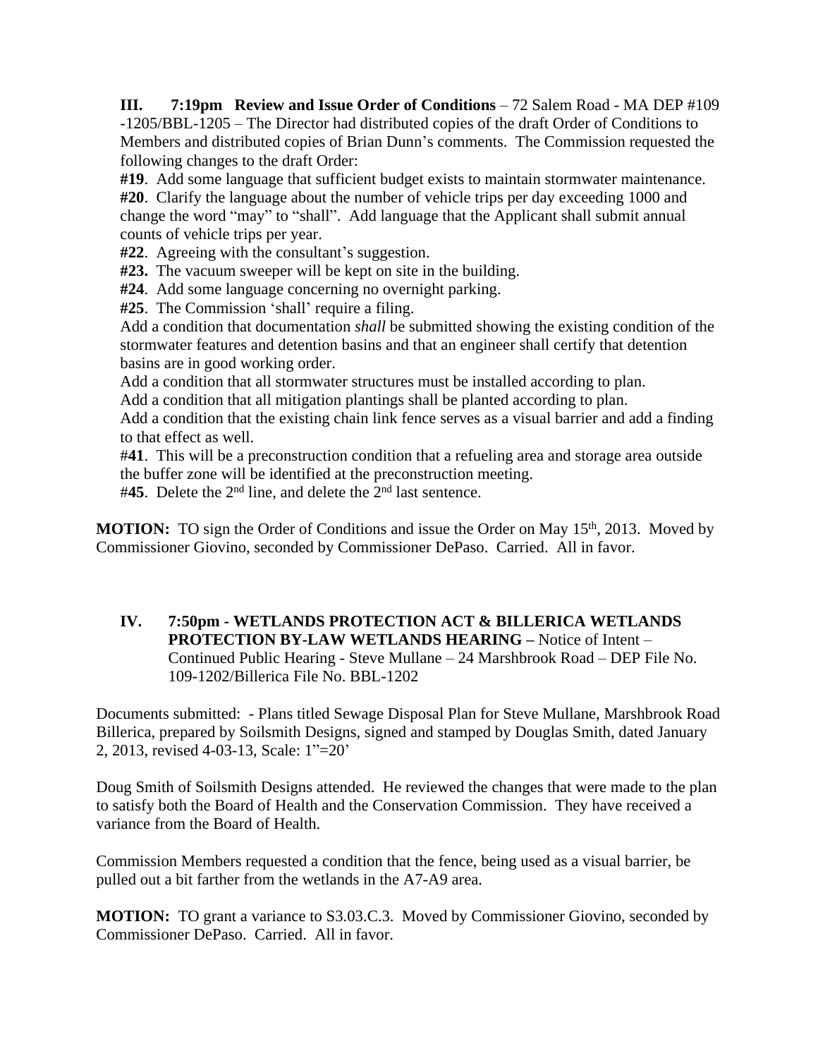**III. 7:19pm Review and Issue Order of Conditions** – 72 Salem Road - MA DEP #109 -1205/BBL-1205 – The Director had distributed copies of the draft Order of Conditions to Members and distributed copies of Brian Dunn's comments. The Commission requested the following changes to the draft Order:

**#19**. Add some language that sufficient budget exists to maintain stormwater maintenance.
**#20**. Clarify the language about the number of vehicle trips per day exceeding 1000 and change the word "may" to "shall". Add language that the Applicant shall submit annual counts of vehicle trips per year.
**#22**. Agreeing with the consultant's suggestion.
**#23.** The vacuum sweeper will be kept on site in the building.
**#24**. Add some language concerning no overnight parking.
**#25**. The Commission 'shall' require a filing.
Add a condition that documentation *shall* be submitted showing the existing condition of the stormwater features and detention basins and that an engineer shall certify that detention basins are in good working order.
Add a condition that all stormwater structures must be installed according to plan.
Add a condition that all mitigation plantings shall be planted according to plan.
Add a condition that the existing chain link fence serves as a visual barrier and add a finding to that effect as well.
#**41**. This will be a preconstruction condition that a refueling area and storage area outside the buffer zone will be identified at the preconstruction meeting.
#**45**. Delete the 2nd line, and delete the 2nd last sentence.

**MOTION:** TO sign the Order of Conditions and issue the Order on May 15th, 2013. Moved by Commissioner Giovino, seconded by Commissioner DePaso. Carried. All in favor.

**IV. 7:50pm - WETLANDS PROTECTION ACT & BILLERICA WETLANDS PROTECTION BY-LAW WETLANDS HEARING –** Notice of Intent – Continued Public Hearing - Steve Mullane – 24 Marshbrook Road – DEP File No. 109-1202/Billerica File No. BBL-1202

Documents submitted: - Plans titled Sewage Disposal Plan for Steve Mullane, Marshbrook Road Billerica, prepared by Soilsmith Designs, signed and stamped by Douglas Smith, dated January 2, 2013, revised 4-03-13, Scale: 1"=20'

Doug Smith of Soilsmith Designs attended. He reviewed the changes that were made to the plan to satisfy both the Board of Health and the Conservation Commission. They have received a variance from the Board of Health.

Commission Members requested a condition that the fence, being used as a visual barrier, be pulled out a bit farther from the wetlands in the A7-A9 area.

**MOTION:** TO grant a variance to S3.03.C.3. Moved by Commissioner Giovino, seconded by Commissioner DePaso. Carried. All in favor.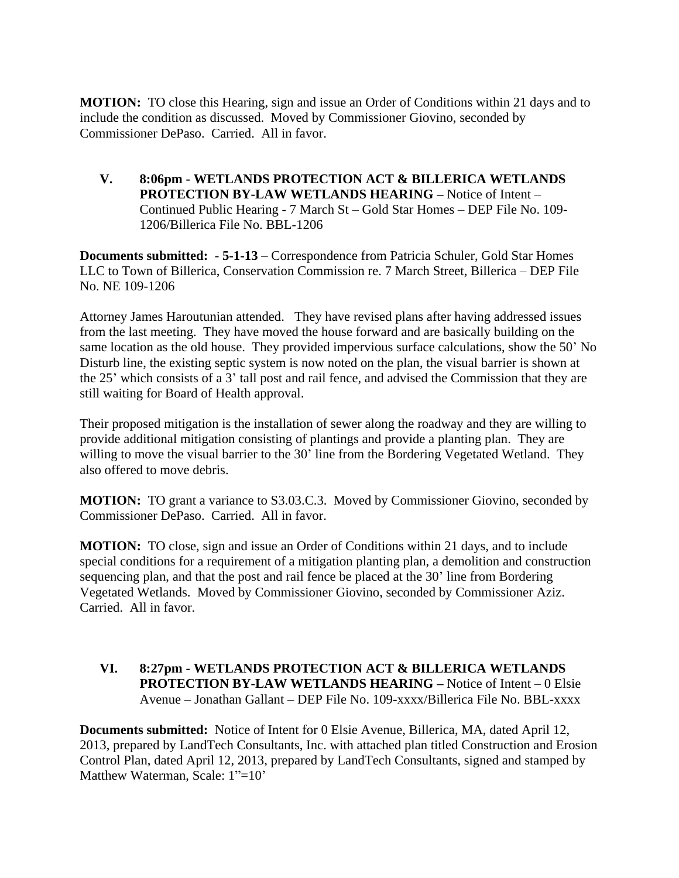**MOTION:** TO close this Hearing, sign and issue an Order of Conditions within 21 days and to include the condition as discussed. Moved by Commissioner Giovino, seconded by Commissioner DePaso. Carried. All in favor.

## V. 8:06pm - WETLANDS PROTECTION ACT & BILLERICA WETLANDS PROTECTION BY-LAW WETLANDS HEARING – Notice of Intent – Continued Public Hearing - 7 March St – Gold Star Homes – DEP File No. 109-1206/Billerica File No. BBL-1206

**Documents submitted: - 5-1-13** – Correspondence from Patricia Schuler, Gold Star Homes LLC to Town of Billerica, Conservation Commission re. 7 March Street, Billerica – DEP File No. NE 109-1206

Attorney James Haroutunian attended. They have revised plans after having addressed issues from the last meeting. They have moved the house forward and are basically building on the same location as the old house. They provided impervious surface calculations, show the 50' No Disturb line, the existing septic system is now noted on the plan, the visual barrier is shown at the 25' which consists of a 3' tall post and rail fence, and advised the Commission that they are still waiting for Board of Health approval.

Their proposed mitigation is the installation of sewer along the roadway and they are willing to provide additional mitigation consisting of plantings and provide a planting plan. They are willing to move the visual barrier to the 30' line from the Bordering Vegetated Wetland. They also offered to move debris.

**MOTION:** TO grant a variance to S3.03.C.3. Moved by Commissioner Giovino, seconded by Commissioner DePaso. Carried. All in favor.

**MOTION:** TO close, sign and issue an Order of Conditions within 21 days, and to include special conditions for a requirement of a mitigation planting plan, a demolition and construction sequencing plan, and that the post and rail fence be placed at the 30' line from Bordering Vegetated Wetlands. Moved by Commissioner Giovino, seconded by Commissioner Aziz. Carried. All in favor.

## VI. 8:27pm - WETLANDS PROTECTION ACT & BILLERICA WETLANDS PROTECTION BY-LAW WETLANDS HEARING – Notice of Intent – 0 Elsie Avenue – Jonathan Gallant – DEP File No. 109-xxxx/Billerica File No. BBL-xxxx

**Documents submitted:** Notice of Intent for 0 Elsie Avenue, Billerica, MA, dated April 12, 2013, prepared by LandTech Consultants, Inc. with attached plan titled Construction and Erosion Control Plan, dated April 12, 2013, prepared by LandTech Consultants, signed and stamped by Matthew Waterman, Scale: 1"=10'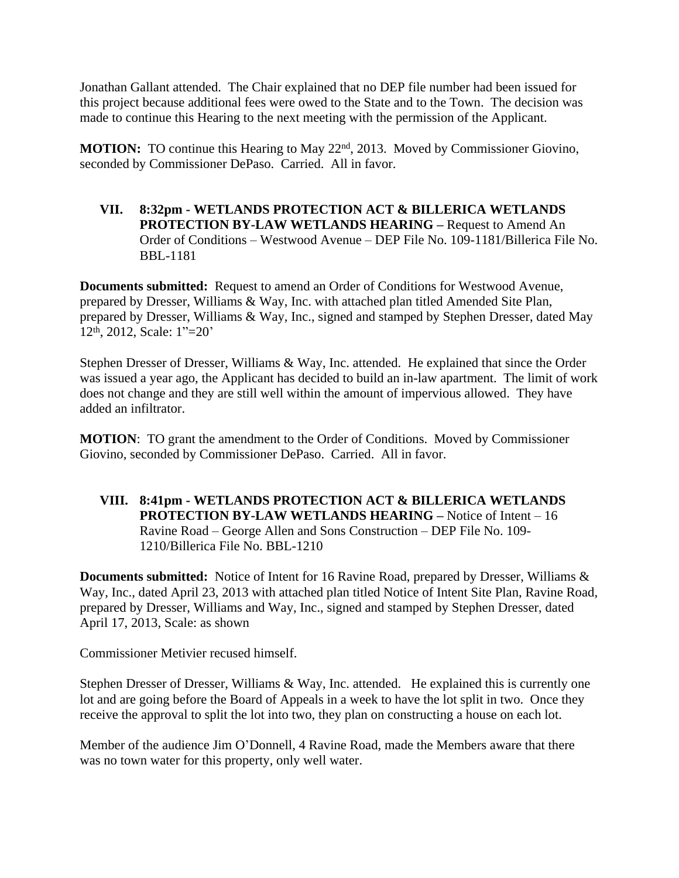Jonathan Gallant attended. The Chair explained that no DEP file number had been issued for this project because additional fees were owed to the State and to the Town. The decision was made to continue this Hearing to the next meeting with the permission of the Applicant.

**MOTION:** TO continue this Hearing to May 22nd, 2013. Moved by Commissioner Giovino, seconded by Commissioner DePaso. Carried. All in favor.

**VII. 8:32pm - WETLANDS PROTECTION ACT & BILLERICA WETLANDS PROTECTION BY-LAW WETLANDS HEARING –** Request to Amend An Order of Conditions – Westwood Avenue – DEP File No. 109-1181/Billerica File No. BBL-1181

**Documents submitted:** Request to amend an Order of Conditions for Westwood Avenue, prepared by Dresser, Williams & Way, Inc. with attached plan titled Amended Site Plan, prepared by Dresser, Williams & Way, Inc., signed and stamped by Stephen Dresser, dated May 12th, 2012, Scale: 1"=20'

Stephen Dresser of Dresser, Williams & Way, Inc. attended. He explained that since the Order was issued a year ago, the Applicant has decided to build an in-law apartment. The limit of work does not change and they are still well within the amount of impervious allowed. They have added an infiltrator.

**MOTION**: TO grant the amendment to the Order of Conditions. Moved by Commissioner Giovino, seconded by Commissioner DePaso. Carried. All in favor.

**VIII. 8:41pm - WETLANDS PROTECTION ACT & BILLERICA WETLANDS PROTECTION BY-LAW WETLANDS HEARING –** Notice of Intent – 16 Ravine Road – George Allen and Sons Construction – DEP File No. 109-1210/Billerica File No. BBL-1210

**Documents submitted:** Notice of Intent for 16 Ravine Road, prepared by Dresser, Williams & Way, Inc., dated April 23, 2013 with attached plan titled Notice of Intent Site Plan, Ravine Road, prepared by Dresser, Williams and Way, Inc., signed and stamped by Stephen Dresser, dated April 17, 2013, Scale: as shown

Commissioner Metivier recused himself.

Stephen Dresser of Dresser, Williams & Way, Inc. attended. He explained this is currently one lot and are going before the Board of Appeals in a week to have the lot split in two. Once they receive the approval to split the lot into two, they plan on constructing a house on each lot.

Member of the audience Jim O'Donnell, 4 Ravine Road, made the Members aware that there was no town water for this property, only well water.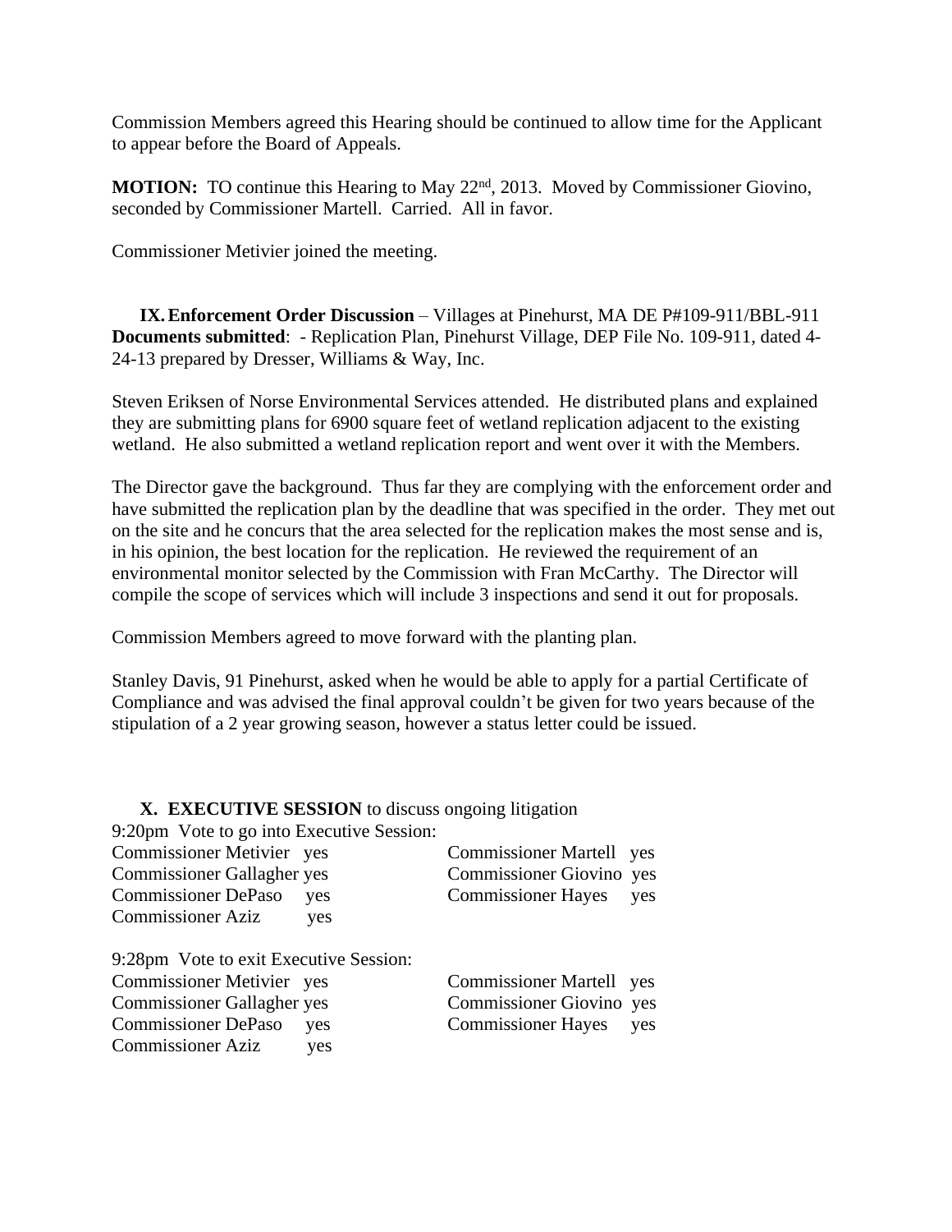Commission Members agreed this Hearing should be continued to allow time for the Applicant to appear before the Board of Appeals.

**MOTION:** TO continue this Hearing to May 22nd, 2013. Moved by Commissioner Giovino, seconded by Commissioner Martell. Carried. All in favor.

Commissioner Metivier joined the meeting.

**IX. Enforcement Order Discussion** – Villages at Pinehurst, MA DE P#109-911/BBL-911
**Documents submitted**: - Replication Plan, Pinehurst Village, DEP File No. 109-911, dated 4-24-13 prepared by Dresser, Williams & Way, Inc.

Steven Eriksen of Norse Environmental Services attended. He distributed plans and explained they are submitting plans for 6900 square feet of wetland replication adjacent to the existing wetland. He also submitted a wetland replication report and went over it with the Members.

The Director gave the background. Thus far they are complying with the enforcement order and have submitted the replication plan by the deadline that was specified in the order. They met out on the site and he concurs that the area selected for the replication makes the most sense and is, in his opinion, the best location for the replication. He reviewed the requirement of an environmental monitor selected by the Commission with Fran McCarthy. The Director will compile the scope of services which will include 3 inspections and send it out for proposals.

Commission Members agreed to move forward with the planting plan.

Stanley Davis, 91 Pinehurst, asked when he would be able to apply for a partial Certificate of Compliance and was advised the final approval couldn't be given for two years because of the stipulation of a 2 year growing season, however a status letter could be issued.

**X. EXECUTIVE SESSION** to discuss ongoing litigation

9:20pm Vote to go into Executive Session:

Commissioner Metivier yes
Commissioner Gallagher yes
Commissioner DePaso yes
Commissioner Aziz yes
Commissioner Martell yes
Commissioner Giovino yes
Commissioner Hayes yes

9:28pm Vote to exit Executive Session:

Commissioner Metivier yes
Commissioner Gallagher yes
Commissioner DePaso yes
Commissioner Aziz yes
Commissioner Martell yes
Commissioner Giovino yes
Commissioner Hayes yes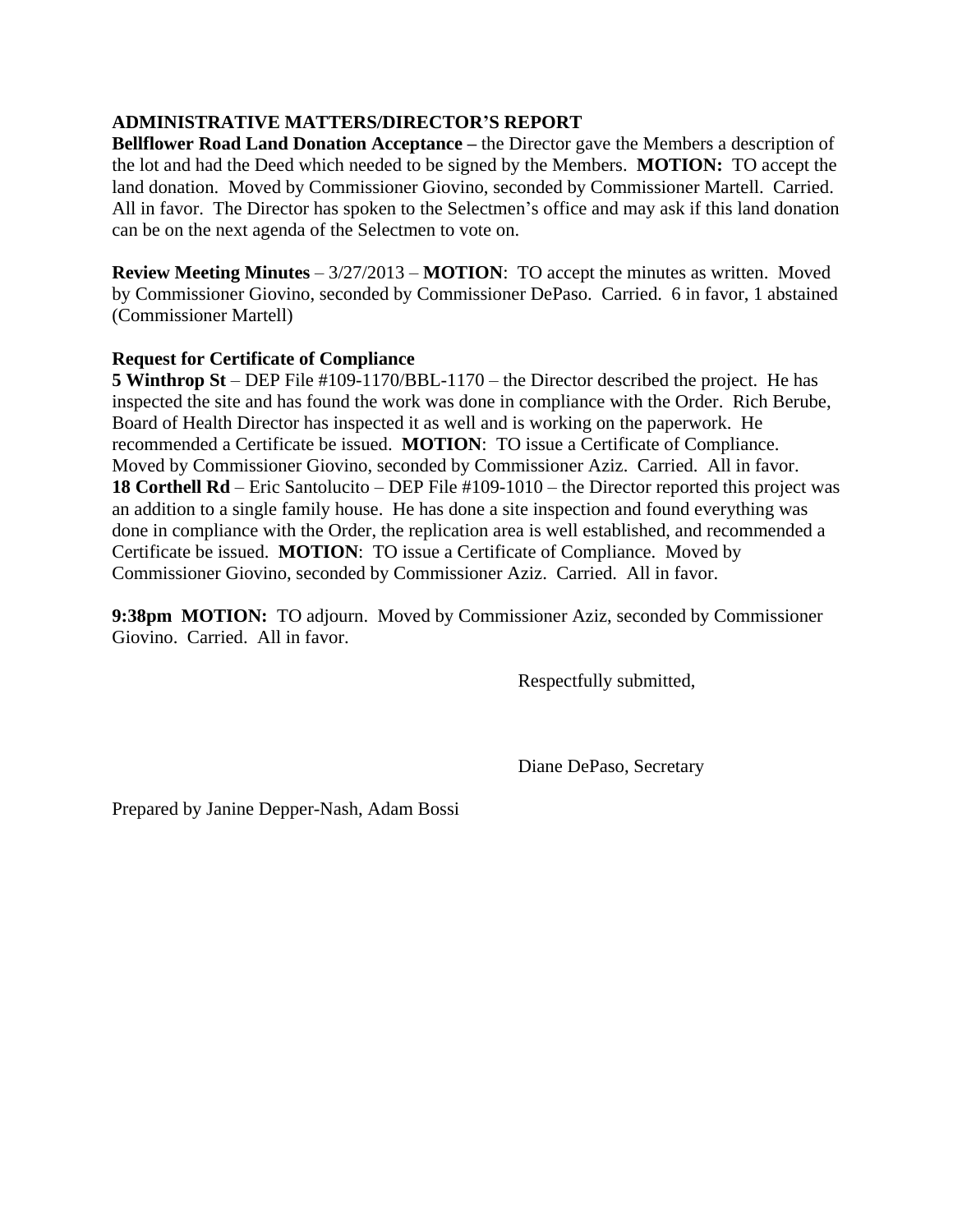**ADMINISTRATIVE MATTERS/DIRECTOR'S REPORT**

**Bellflower Road Land Donation Acceptance –** the Director gave the Members a description of the lot and had the Deed which needed to be signed by the Members. **MOTION:** TO accept the land donation. Moved by Commissioner Giovino, seconded by Commissioner Martell. Carried. All in favor. The Director has spoken to the Selectmen's office and may ask if this land donation can be on the next agenda of the Selectmen to vote on.

**Review Meeting Minutes** – 3/27/2013 – **MOTION**: TO accept the minutes as written. Moved by Commissioner Giovino, seconded by Commissioner DePaso. Carried. 6 in favor, 1 abstained (Commissioner Martell)

**Request for Certificate of Compliance**

**5 Winthrop St** – DEP File #109-1170/BBL-1170 – the Director described the project. He has inspected the site and has found the work was done in compliance with the Order. Rich Berube, Board of Health Director has inspected it as well and is working on the paperwork. He recommended a Certificate be issued. **MOTION**: TO issue a Certificate of Compliance. Moved by Commissioner Giovino, seconded by Commissioner Aziz. Carried. All in favor.

**18 Corthell Rd** – Eric Santolucito – DEP File #109-1010 – the Director reported this project was an addition to a single family house. He has done a site inspection and found everything was done in compliance with the Order, the replication area is well established, and recommended a Certificate be issued. **MOTION**: TO issue a Certificate of Compliance. Moved by Commissioner Giovino, seconded by Commissioner Aziz. Carried. All in favor.

**9:38pm MOTION:** TO adjourn. Moved by Commissioner Aziz, seconded by Commissioner Giovino. Carried. All in favor.

Respectfully submitted,

Diane DePaso, Secretary

Prepared by Janine Depper-Nash, Adam Bossi